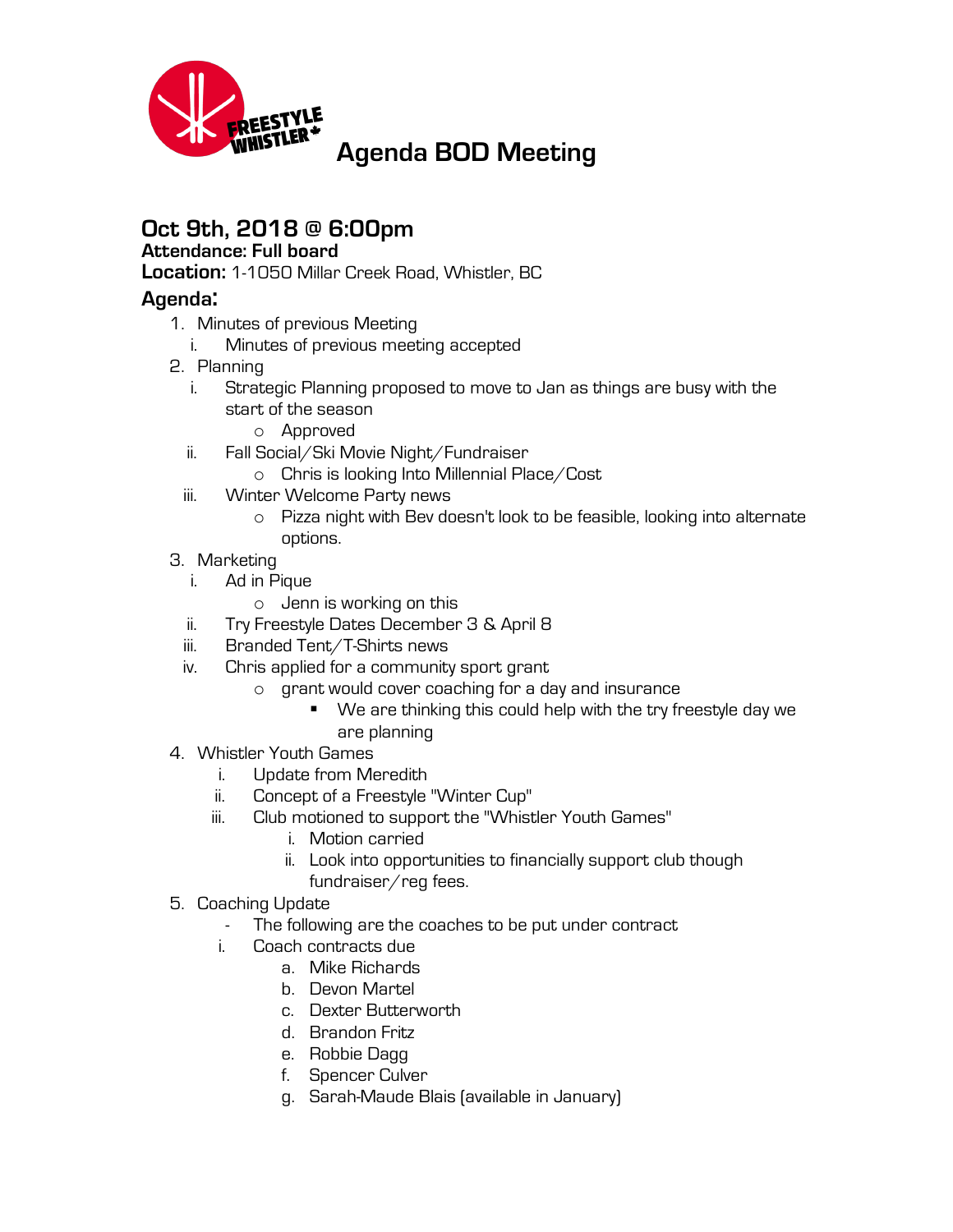# Agenda BOD Meeting

## Oct 9th, 2018 @ 6:00pm

**Attendance: Full board**

**Location:** 1-1050 Millar Creek Road, Whistler, BC

### Agenda:

1. Minutes of previous Meeting
   i. Minutes of previous meeting accepted
2. Planning
   i. Strategic Planning proposed to move to Jan as things are busy with the start of the season
      - Approved
   ii. Fall Social/Ski Movie Night/Fundraiser
      - Chris is looking Into Millennial Place/Cost
   iii. Winter Welcome Party news
      - Pizza night with Bev doesn't look to be feasible, looking into alternate options.
3. Marketing
   i. Ad in Pique
      - Jenn is working on this
   ii. Try Freestyle Dates December 3 & April 8
   iii. Branded Tent/T-Shirts news
   iv. Chris applied for a community sport grant
      - grant would cover coaching for a day and insurance
         - We are thinking this could help with the try freestyle day we are planning
4. Whistler Youth Games
   i. Update from Meredith
   ii. Concept of a Freestyle "Winter Cup"
   iii. Club motioned to support the "Whistler Youth Games"
      i. Motion carried
      ii. Look into opportunities to financially support club though fundraiser/reg fees.
5. Coaching Update
   - The following are the coaches to be put under contract
   
   i. Coach contracts due
      a. Mike Richards
      b. Devon Martel
      c. Dexter Butterworth
      d. Brandon Fritz
      e. Robbie Dagg
      f. Spencer Culver
      g. Sarah-Maude Blais (available in January)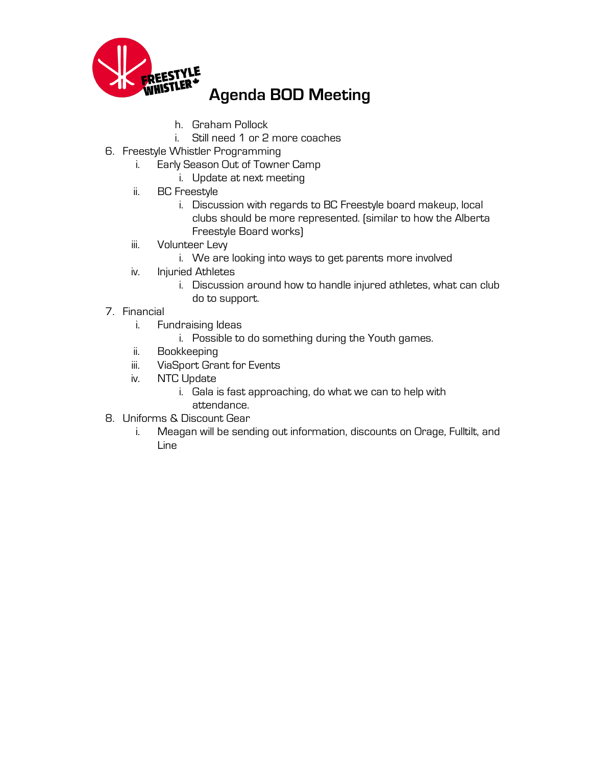# Agenda BOD Meeting

   h. Graham Pollock
   i. Still need 1 or 2 more coaches

6. Freestyle Whistler Programming
   i. Early Season Out of Towner Camp
      i. Update at next meeting
   ii. BC Freestyle
      i. Discussion with regards to BC Freestyle board makeup, local clubs should be more represented. (similar to how the Alberta Freestyle Board works)
   iii. Volunteer Levy
      i. We are looking into ways to get parents more involved
   iv. Injuried Athletes
      i. Discussion around how to handle injured athletes, what can club do to support.
7. Financial
   i. Fundraising Ideas
      i. Possible to do something during the Youth games.
   ii. Bookkeeping
   iii. ViaSport Grant for Events
   iv. NTC Update
      i. Gala is fast approaching, do what we can to help with attendance.
8. Uniforms & Discount Gear
   i. Meagan will be sending out information, discounts on Orage, Fulltilt, and Line